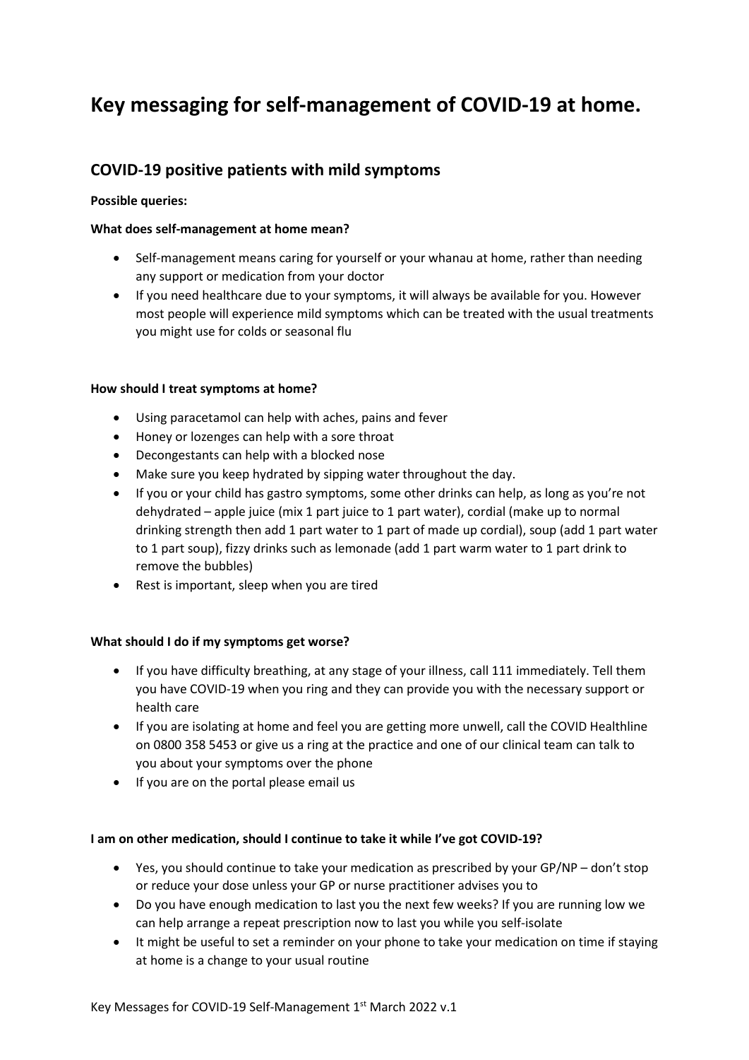# Key messaging for self-management of COVID-19 at home.

## COVID-19 positive patients with mild symptoms

**Possible queries:**

**What does self-management at home mean?**

- Self-management means caring for yourself or your whanau at home, rather than needing any support or medication from your doctor
- If you need healthcare due to your symptoms, it will always be available for you. However most people will experience mild symptoms which can be treated with the usual treatments you might use for colds or seasonal flu

**How should I treat symptoms at home?**

- Using paracetamol can help with aches, pains and fever
- Honey or lozenges can help with a sore throat
- Decongestants can help with a blocked nose
- Make sure you keep hydrated by sipping water throughout the day.
- If you or your child has gastro symptoms, some other drinks can help, as long as you're not dehydrated – apple juice (mix 1 part juice to 1 part water), cordial (make up to normal drinking strength then add 1 part water to 1 part of made up cordial), soup (add 1 part water to 1 part soup), fizzy drinks such as lemonade (add 1 part warm water to 1 part drink to remove the bubbles)
- Rest is important, sleep when you are tired

**What should I do if my symptoms get worse?**

- If you have difficulty breathing, at any stage of your illness, call 111 immediately. Tell them you have COVID-19 when you ring and they can provide you with the necessary support or health care
- If you are isolating at home and feel you are getting more unwell, call the COVID Healthline on 0800 358 5453 or give us a ring at the practice and one of our clinical team can talk to you about your symptoms over the phone
- If you are on the portal please email us

**I am on other medication, should I continue to take it while I've got COVID-19?**

- Yes, you should continue to take your medication as prescribed by your GP/NP – don't stop or reduce your dose unless your GP or nurse practitioner advises you to
- Do you have enough medication to last you the next few weeks? If you are running low we can help arrange a repeat prescription now to last you while you self-isolate
- It might be useful to set a reminder on your phone to take your medication on time if staying at home is a change to your usual routine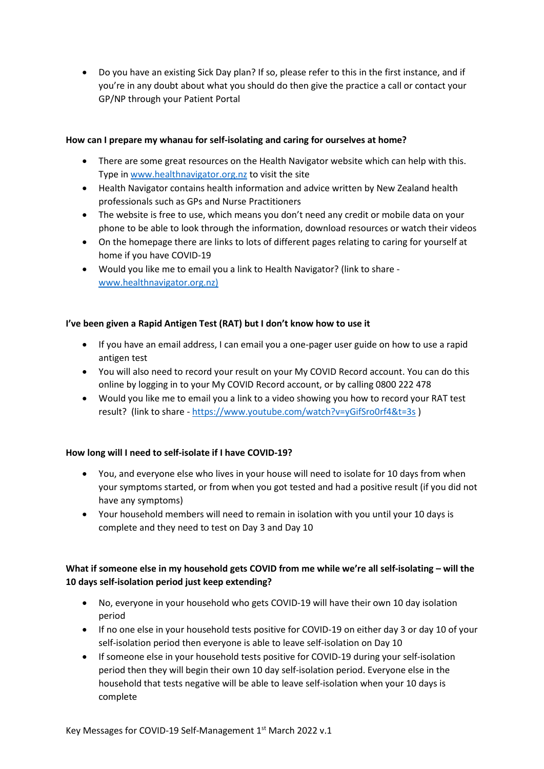- Do you have an existing Sick Day plan? If so, please refer to this in the first instance, and if you're in any doubt about what you should do then give the practice a call or contact your GP/NP through your Patient Portal

**How can I prepare my whanau for self-isolating and caring for ourselves at home?**

- There are some great resources on the Health Navigator website which can help with this. Type in www.healthnavigator.org.nz to visit the site
- Health Navigator contains health information and advice written by New Zealand health professionals such as GPs and Nurse Practitioners
- The website is free to use, which means you don't need any credit or mobile data on your phone to be able to look through the information, download resources or watch their videos
- On the homepage there are links to lots of different pages relating to caring for yourself at home if you have COVID-19
- Would you like me to email you a link to Health Navigator? (link to share - www.healthnavigator.org.nz)

**I've been given a Rapid Antigen Test (RAT) but I don't know how to use it**

- If you have an email address, I can email you a one-pager user guide on how to use a rapid antigen test
- You will also need to record your result on your My COVID Record account. You can do this online by logging in to your My COVID Record account, or by calling 0800 222 478
- Would you like me to email you a link to a video showing you how to record your RAT test result? (link to share - https://www.youtube.com/watch?v=yGifSro0rf4&t=3s )

**How long will I need to self-isolate if I have COVID-19?**

- You, and everyone else who lives in your house will need to isolate for 10 days from when your symptoms started, or from when you got tested and had a positive result (if you did not have any symptoms)
- Your household members will need to remain in isolation with you until your 10 days is complete and they need to test on Day 3 and Day 10

**What if someone else in my household gets COVID from me while we're all self-isolating – will the 10 days self-isolation period just keep extending?**

- No, everyone in your household who gets COVID-19 will have their own 10 day isolation period
- If no one else in your household tests positive for COVID-19 on either day 3 or day 10 of your self-isolation period then everyone is able to leave self-isolation on Day 10
- If someone else in your household tests positive for COVID-19 during your self-isolation period then they will begin their own 10 day self-isolation period. Everyone else in the household that tests negative will be able to leave self-isolation when your 10 days is complete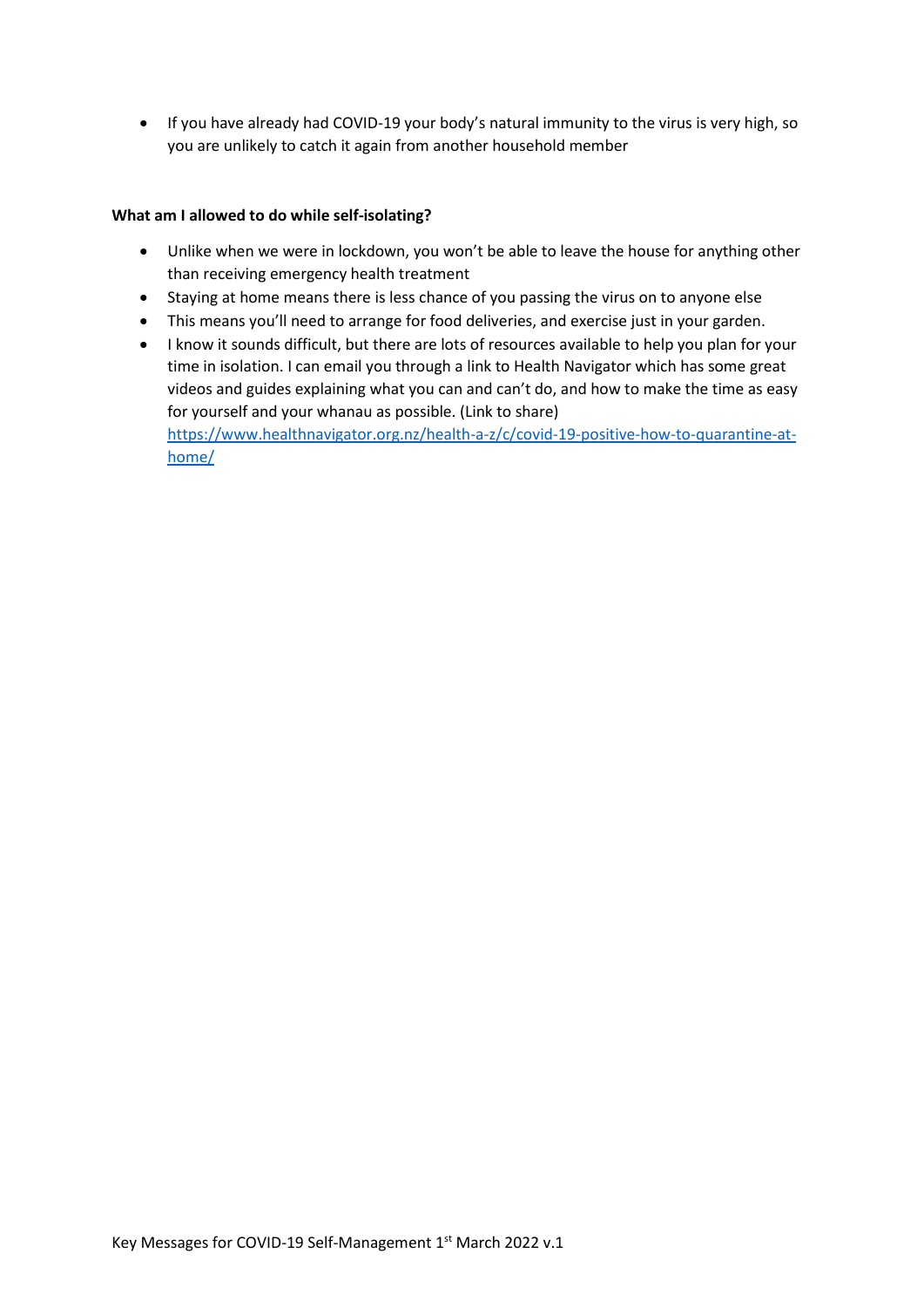- If you have already had COVID-19 your body's natural immunity to the virus is very high, so you are unlikely to catch it again from another household member

**What am I allowed to do while self-isolating?**

- Unlike when we were in lockdown, you won't be able to leave the house for anything other than receiving emergency health treatment
- Staying at home means there is less chance of you passing the virus on to anyone else
- This means you'll need to arrange for food deliveries, and exercise just in your garden.
- I know it sounds difficult, but there are lots of resources available to help you plan for your time in isolation. I can email you through a link to Health Navigator which has some great videos and guides explaining what you can and can't do, and how to make the time as easy for yourself and your whanau as possible. (Link to share) [https://www.healthnavigator.org.nz/health-a-z/c/covid-19-positive-how-to-quarantine-at-home/](https://www.healthnavigator.org.nz/health-a-z/c/covid-19-positive-how-to-quarantine-at-home/)